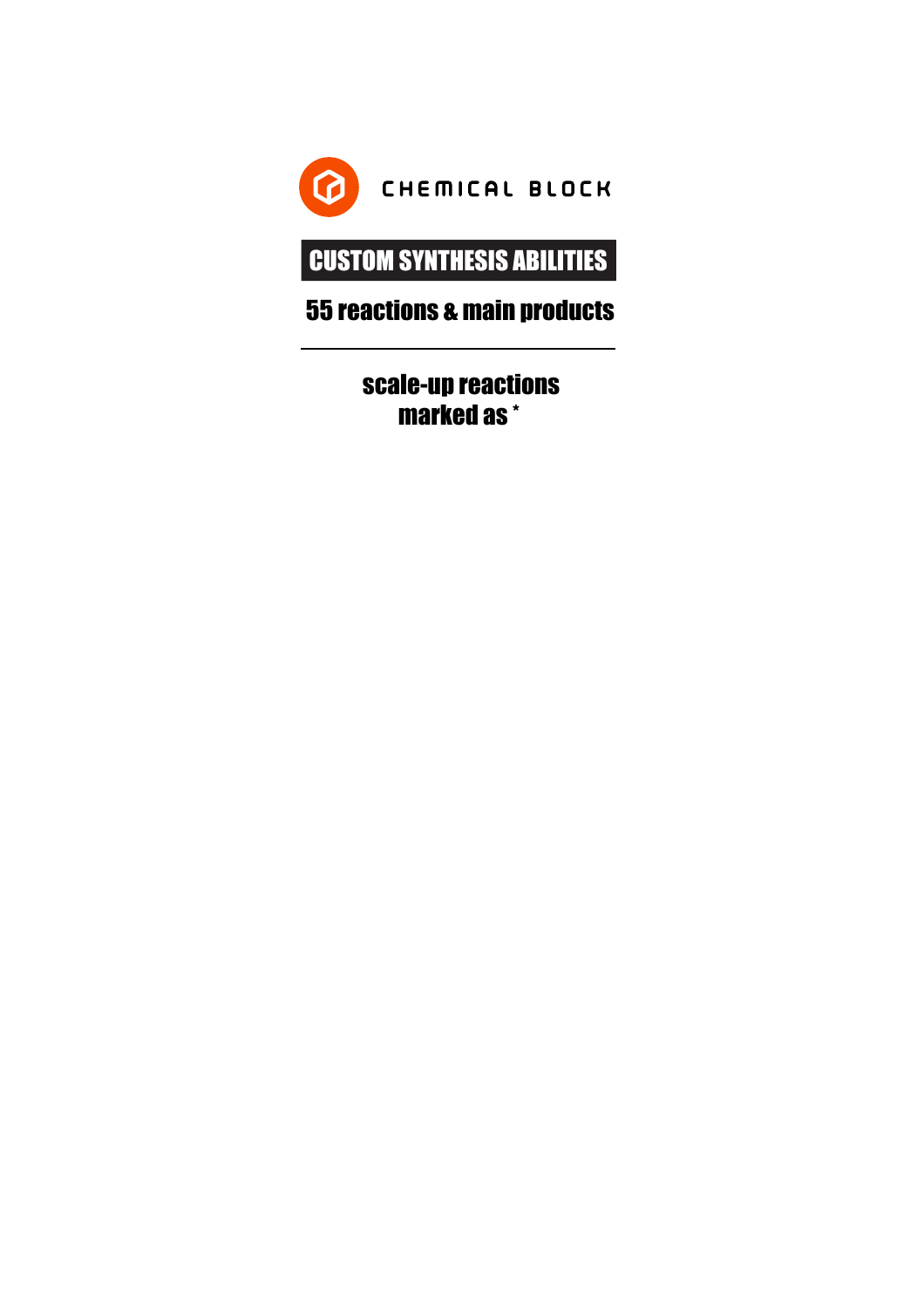CHEMICAL BLOCK

# CUSTOM SYNTHESIS ABILITIES

## 55 reactions & main products

---

**scale-up reactions marked as \***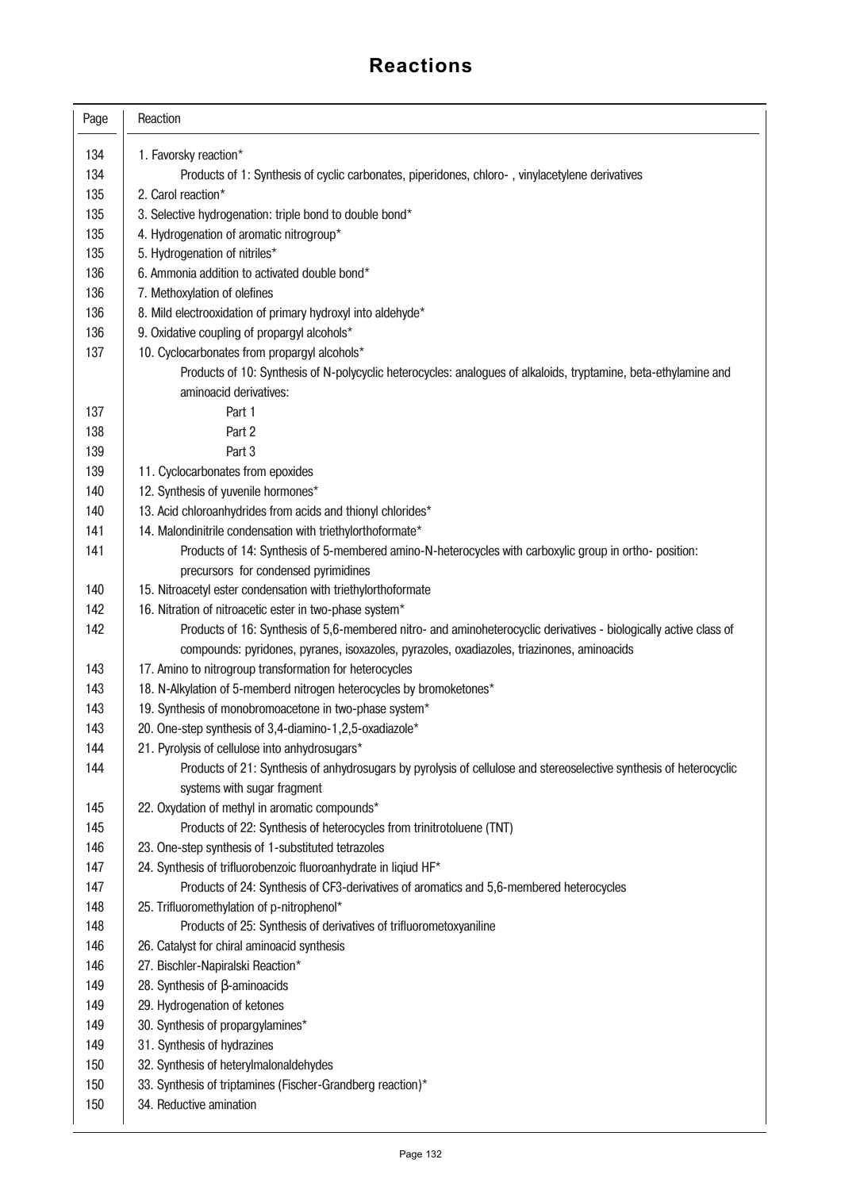# Reactions

| Page | Reaction |
| --- | --- |
| 134 | 1. Favorsky reaction* |
| 134 | Products of 1: Synthesis of cyclic carbonates, piperidones, chloro- , vinylacetylene derivatives |
| 135 | 2. Carol reaction* |
| 135 | 3. Selective hydrogenation: triple bond to double bond* |
| 135 | 4. Hydrogenation of aromatic nitrogroup* |
| 135 | 5. Hydrogenation of nitriles* |
| 136 | 6. Ammonia addition to activated double bond* |
| 136 | 7. Methoxylation of olefines |
| 136 | 8. Mild electrooxidation of primary hydroxyl into aldehyde* |
| 136 | 9. Oxidative coupling of propargyl alcohols* |
| 137 | 10. Cyclocarbonates from propargyl alcohols* |
| | Products of 10: Synthesis of N-polycyclic heterocycles: analogues of alkaloids, tryptamine, beta-ethylamine and aminoacid derivatives: |
| 137 | Part 1 |
| 138 | Part 2 |
| 139 | Part 3 |
| 139 | 11. Cyclocarbonates from epoxides |
| 140 | 12. Synthesis of yuvenile hormones* |
| 140 | 13. Acid chloroanhydrides from acids and thionyl chlorides* |
| 141 | 14. Malondinitrile condensation with triethylorthoformate* |
| 141 | Products of 14: Synthesis of 5-membered amino-N-heterocycles with carboxylic group in ortho- position: precursors for condensed pyrimidines |
| 140 | 15. Nitroacetyl ester condensation with triethylorthoformate |
| 142 | 16. Nitration of nitroacetic ester in two-phase system* |
| 142 | Products of 16: Synthesis of 5,6-membered nitro- and aminoheterocyclic derivatives - biologically active class of compounds: pyridones, pyranes, isoxazoles, pyrazoles, oxadiazoles, triazinones, aminoacids |
| 143 | 17. Amino to nitrogroup transformation for heterocycles |
| 143 | 18. N-Alkylation of 5-memberd nitrogen heterocycles by bromoketones* |
| 143 | 19. Synthesis of monobromoacetone in two-phase system* |
| 143 | 20. One-step synthesis of 3,4-diamino-1,2,5-oxadiazole* |
| 144 | 21. Pyrolysis of cellulose into anhydrosugars* |
| 144 | Products of 21: Synthesis of anhydrosugars by pyrolysis of cellulose and stereoselective synthesis of heterocyclic systems with sugar fragment |
| 145 | 22. Oxydation of methyl in aromatic compounds* |
| 145 | Products of 22: Synthesis of heterocycles from trinitrotoluene (TNT) |
| 146 | 23. One-step synthesis of 1-substituted tetrazoles |
| 147 | 24. Synthesis of trifluorobenzoic fluoroanhydrate in liqiud HF* |
| 147 | Products of 24: Synthesis of CF3-derivatives of aromatics and 5,6-membered heterocycles |
| 148 | 25. Trifluoromethylation of p-nitrophenol* |
| 148 | Products of 25: Synthesis of derivatives of trifluorometoxyaniline |
| 146 | 26. Catalyst for chiral aminoacid synthesis |
| 146 | 27. Bischler-Napiralski Reaction* |
| 149 | 28. Synthesis of β-aminoacids |
| 149 | 29. Hydrogenation of ketones |
| 149 | 30. Synthesis of propargylamines* |
| 149 | 31. Synthesis of hydrazines |
| 150 | 32. Synthesis of heterylmalonaldehydes |
| 150 | 33. Synthesis of triptamines (Fischer-Grandberg reaction)* |
| 150 | 34. Reductive amination |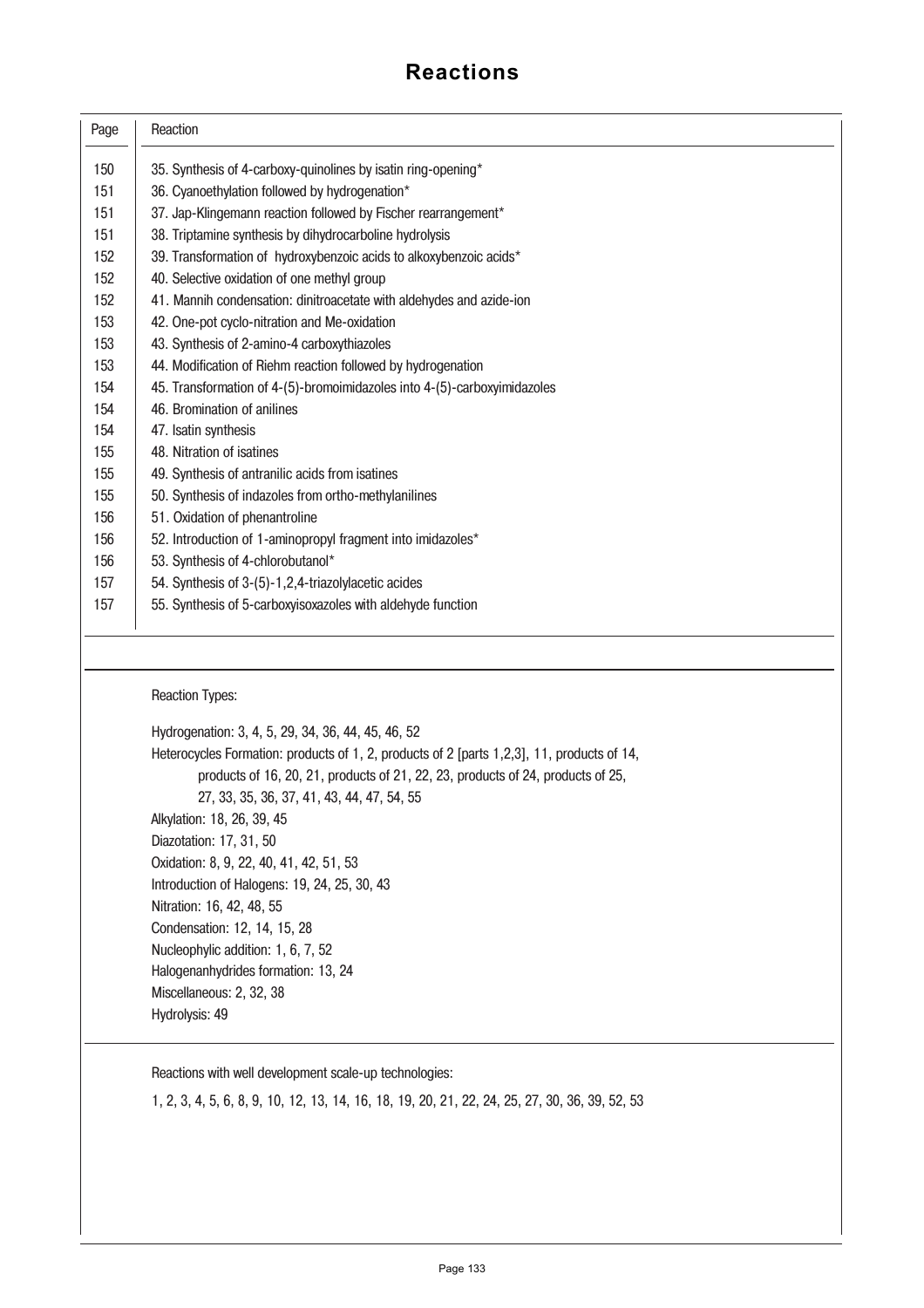# Reactions

| Page | Reaction |
|---|---|
| 150 | 35. Synthesis of 4-carboxy-quinolines by isatin ring-opening* |
| 151 | 36. Cyanoethylation followed by hydrogenation* |
| 151 | 37. Jap-Klingemann reaction followed by Fischer rearrangement* |
| 151 | 38. Triptamine synthesis by dihydrocarboline hydrolysis |
| 152 | 39. Transformation of hydroxybenzoic acids to alkoxybenzoic acids* |
| 152 | 40. Selective oxidation of one methyl group |
| 152 | 41. Mannih condensation: dinitroacetate with aldehydes and azide-ion |
| 153 | 42. One-pot cyclo-nitration and Me-oxidation |
| 153 | 43. Synthesis of 2-amino-4 carboxythiazoles |
| 153 | 44. Modification of Riehm reaction followed by hydrogenation |
| 154 | 45. Transformation of 4-(5)-bromoimidazoles into 4-(5)-carboxyimidazoles |
| 154 | 46. Bromination of anilines |
| 154 | 47. Isatin synthesis |
| 155 | 48. Nitration of isatines |
| 155 | 49. Synthesis of antranilic acids from isatines |
| 155 | 50. Synthesis of indazoles from ortho-methylanilines |
| 156 | 51. Oxidation of phenantroline |
| 156 | 52. Introduction of 1-aminopropyl fragment into imidazoles* |
| 156 | 53. Synthesis of 4-chlorobutanol* |
| 157 | 54. Synthesis of 3-(5)-1,2,4-triazolylacetic acides |
| 157 | 55. Synthesis of 5-carboxyisoxazoles with aldehyde function |

Reaction Types:

Hydrogenation: 3, 4, 5, 29, 34, 36, 44, 45, 46, 52

Heterocycles Formation: products of 1, 2, products of 2 [parts 1,2,3], 11, products of 14, products of 16, 20, 21, products of 21, 22, 23, products of 24, products of 25, 27, 33, 35, 36, 37, 41, 43, 44, 47, 54, 55

Alkylation: 18, 26, 39, 45

Diazotation: 17, 31, 50

Oxidation: 8, 9, 22, 40, 41, 42, 51, 53

Introduction of Halogens: 19, 24, 25, 30, 43

Nitration: 16, 42, 48, 55

Condensation: 12, 14, 15, 28

Nucleophylic addition: 1, 6, 7, 52

Halogenanhydrides formation: 13, 24

Miscellaneous: 2, 32, 38

Hydrolysis: 49

Reactions with well development scale-up technologies:

1, 2, 3, 4, 5, 6, 8, 9, 10, 12, 13, 14, 16, 18, 19, 20, 21, 22, 24, 25, 27, 30, 36, 39, 52, 53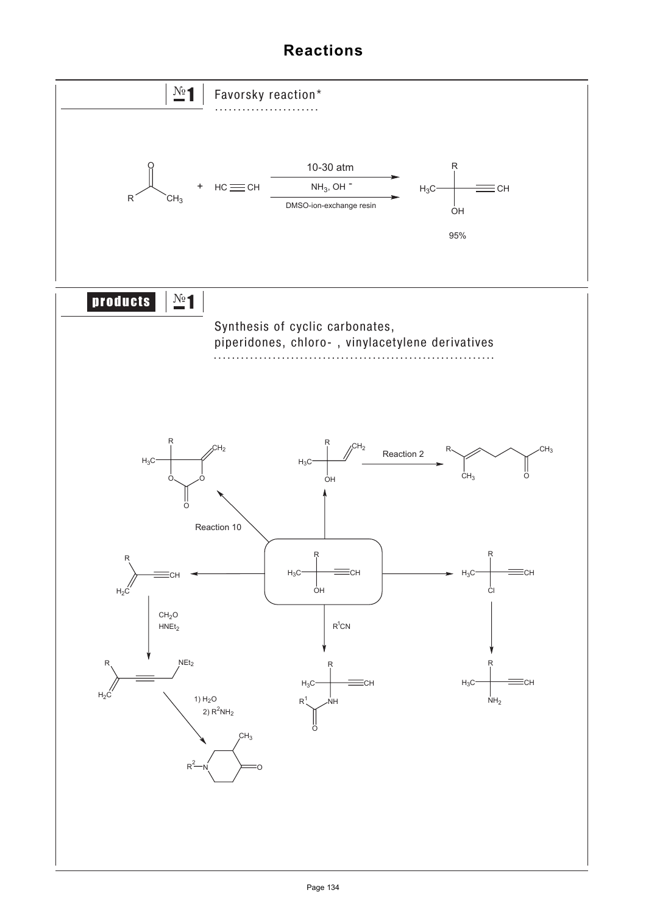# Reactions

## №1 Favorsky reaction*

$$R{-}C(=O){-}CH_3 + HC{\equiv}CH \xrightarrow[\text{DMSO-ion-exchange resin}]{\text{10-30 atm; } NH_3,\ OH^-} H_3C{-}C(R)(OH){-}C{\equiv}CH$$

95%

## products №1

### Synthesis of cyclic carbonates, piperidones, chloro- , vinylacetylene derivatives

Reaction 10

Reaction 2

$CH_2O$

$HNEt_2$

$R^1CN$

1) $H_2O$

2) $R^2NH_2$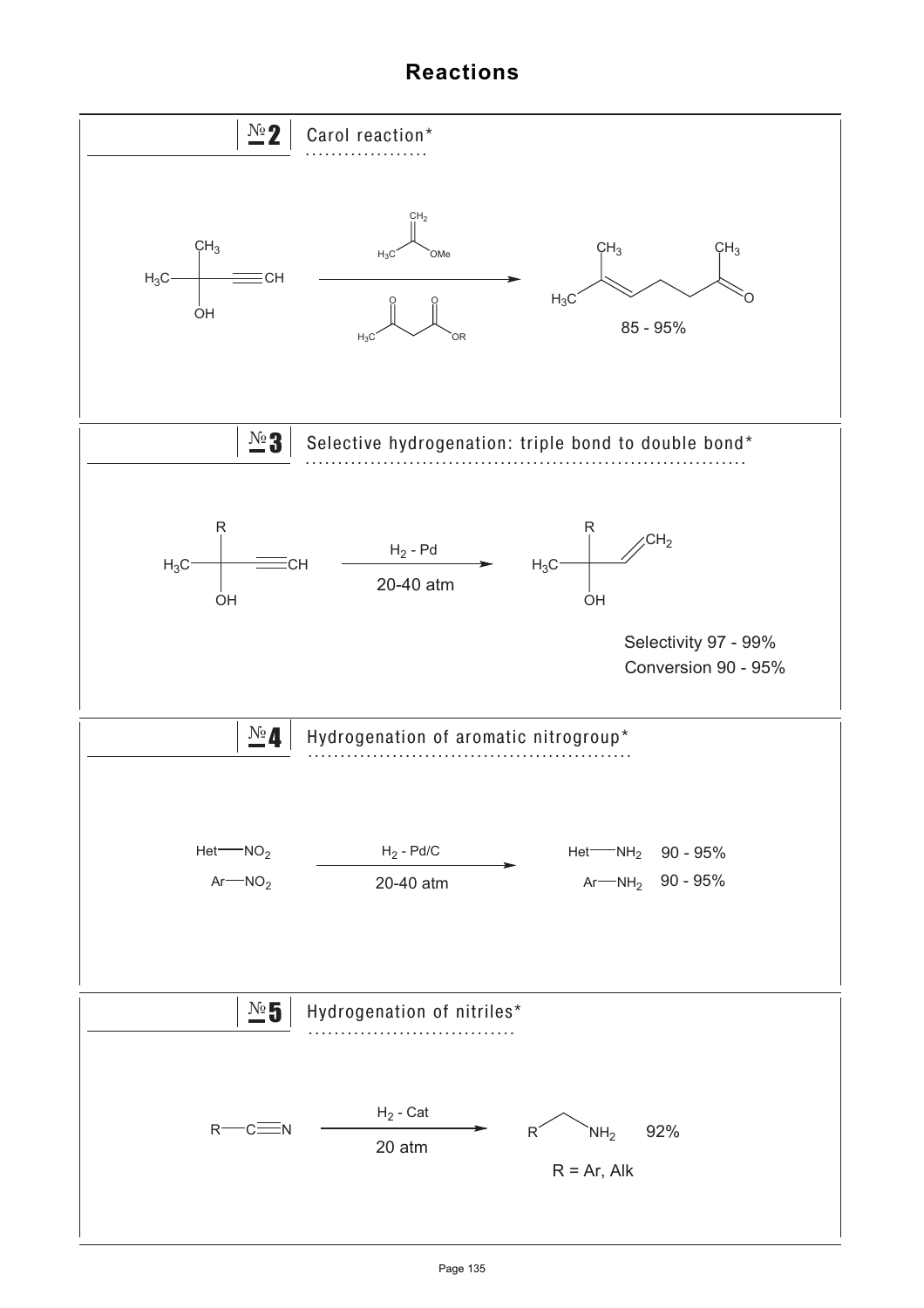# Reactions

## № 2 Carol reaction*

2-Methylbut-3-yn-2-ol, with $CH_2=C(CH_3)OMe$ and $CH_3COCH_2COOR$, gives 6-methylhept-5-en-2-one.

$$(CH_3)_2C(OH)C{\equiv}CH \longrightarrow (CH_3)_2C{=}CHCH_2CH_2C(O)CH_3$$

85 - 95%

## № 3 Selective hydrogenation: triple bond to double bond*

$$H_3C{-}C(R)(OH){-}C{\equiv}CH \xrightarrow[\text{20-40 atm}]{H_2\text{ - Pd}} H_3C{-}C(R)(OH){-}CH{=}CH_2$$

Selectivity 97 - 99%

Conversion 90 - 95%

## № 4 Hydrogenation of aromatic nitrogroup*

$$\text{Het}{-}NO_2 \xrightarrow[\text{20-40 atm}]{H_2\text{ - Pd/C}} \text{Het}{-}NH_2 \quad 90 - 95\%$$

$$\text{Ar}{-}NO_2 \xrightarrow[\text{20-40 atm}]{H_2\text{ - Pd/C}} \text{Ar}{-}NH_2 \quad 90 - 95\%$$

## № 5 Hydrogenation of nitriles*

$$R{-}C{\equiv}N \xrightarrow[\text{20 atm}]{H_2\text{ - Cat}} R{-}CH_2{-}NH_2 \quad 92\%$$

R = Ar, Alk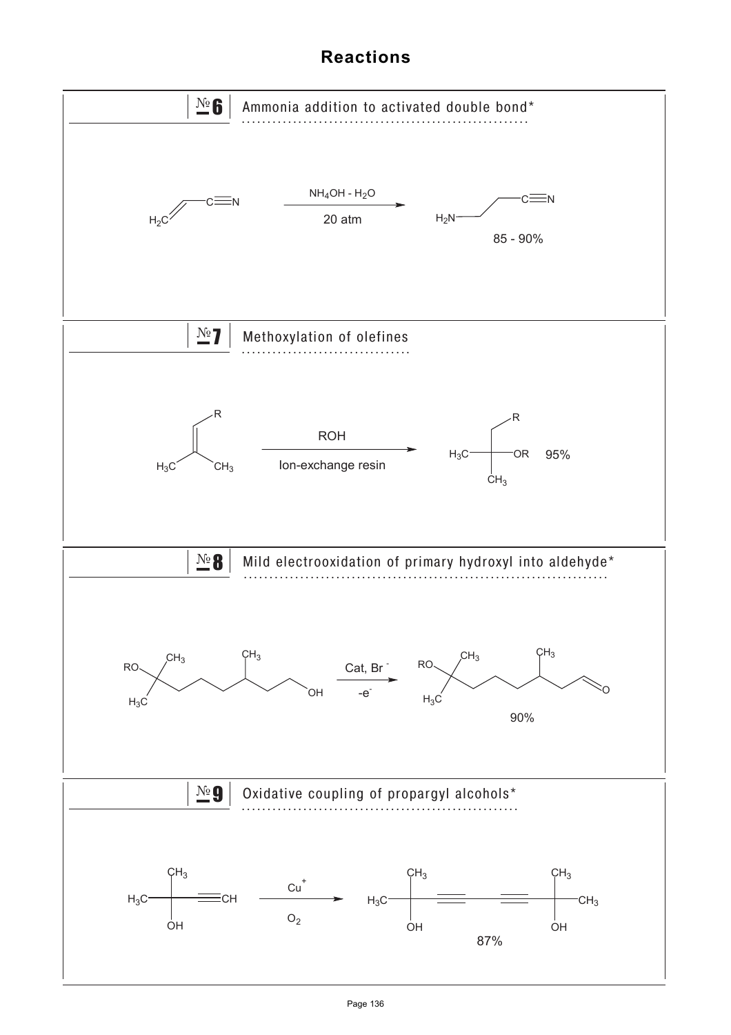# Reactions

## №6 Ammonia addition to activated double bond*

$H_2C{=}CH{-}C{\equiv}N$ $\xrightarrow[\text{20 atm}]{NH_4OH - H_2O}$ $H_2N{-}CH_2CH_2{-}C{\equiv}N$

85 - 90%

## №7 Methoxylation of olefines

$(H_3C)_2C{=}CH{-}R$ $\xrightarrow[\text{Ion-exchange resin}]{ROH}$ $H_3C{-}C(CH_3)(OR){-}CH_2{-}R$ 95%

## №8 Mild electrooxidation of primary hydroxyl into aldehyde*

$RO{-}C(CH_3)_2{-}CH_2CH_2CH_2{-}CH(CH_3){-}CH_2CH_2{-}OH$ $\xrightarrow[-e^-]{Cat,\ Br^-}$ $RO{-}C(CH_3)_2{-}CH_2CH_2CH_2{-}CH(CH_3){-}CH_2{-}CH{=}O$

90%

## №9 Oxidative coupling of propargyl alcohols*

$H_3C{-}C(CH_3)(OH){-}C{\equiv}CH$ $\xrightarrow[O_2]{Cu^+}$ $H_3C{-}C(CH_3)(OH){-}C{\equiv}C{-}C{\equiv}C{-}C(CH_3)(OH){-}CH_3$

87%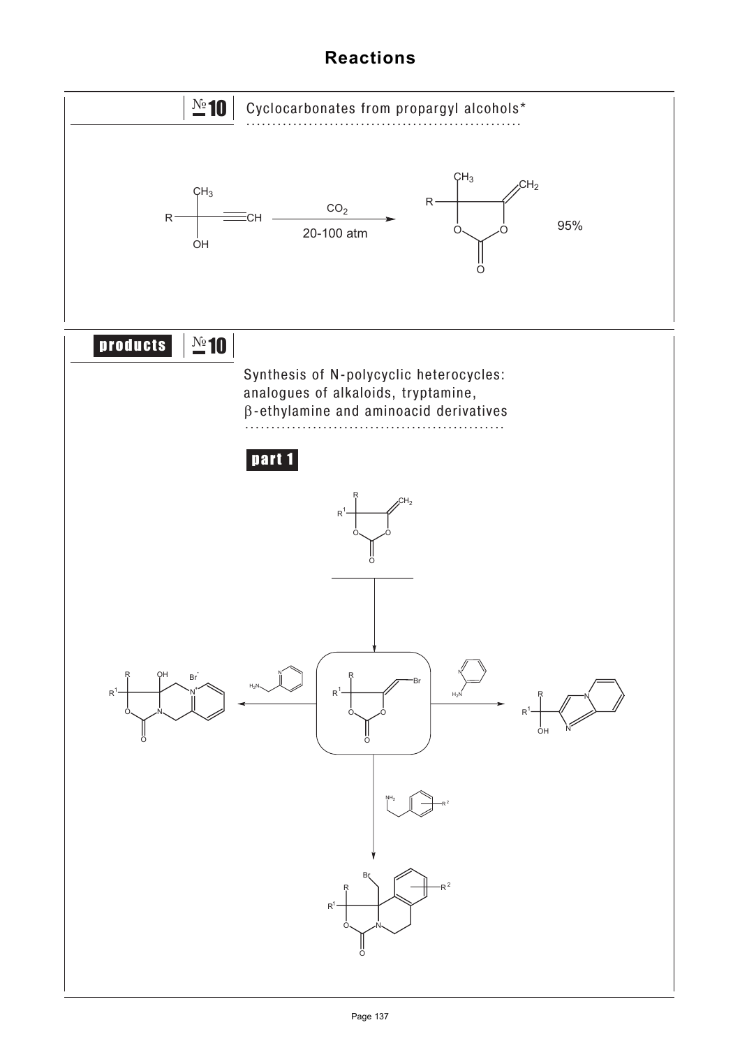# Reactions

## №10 Cyclocarbonates from propargyl alcohols*

CO$_2$

20-100 atm

95%

## products №10

Synthesis of N-polycyclic heterocycles: analogues of alkaloids, tryptamine, β-ethylamine and aminoacid derivatives

### part 1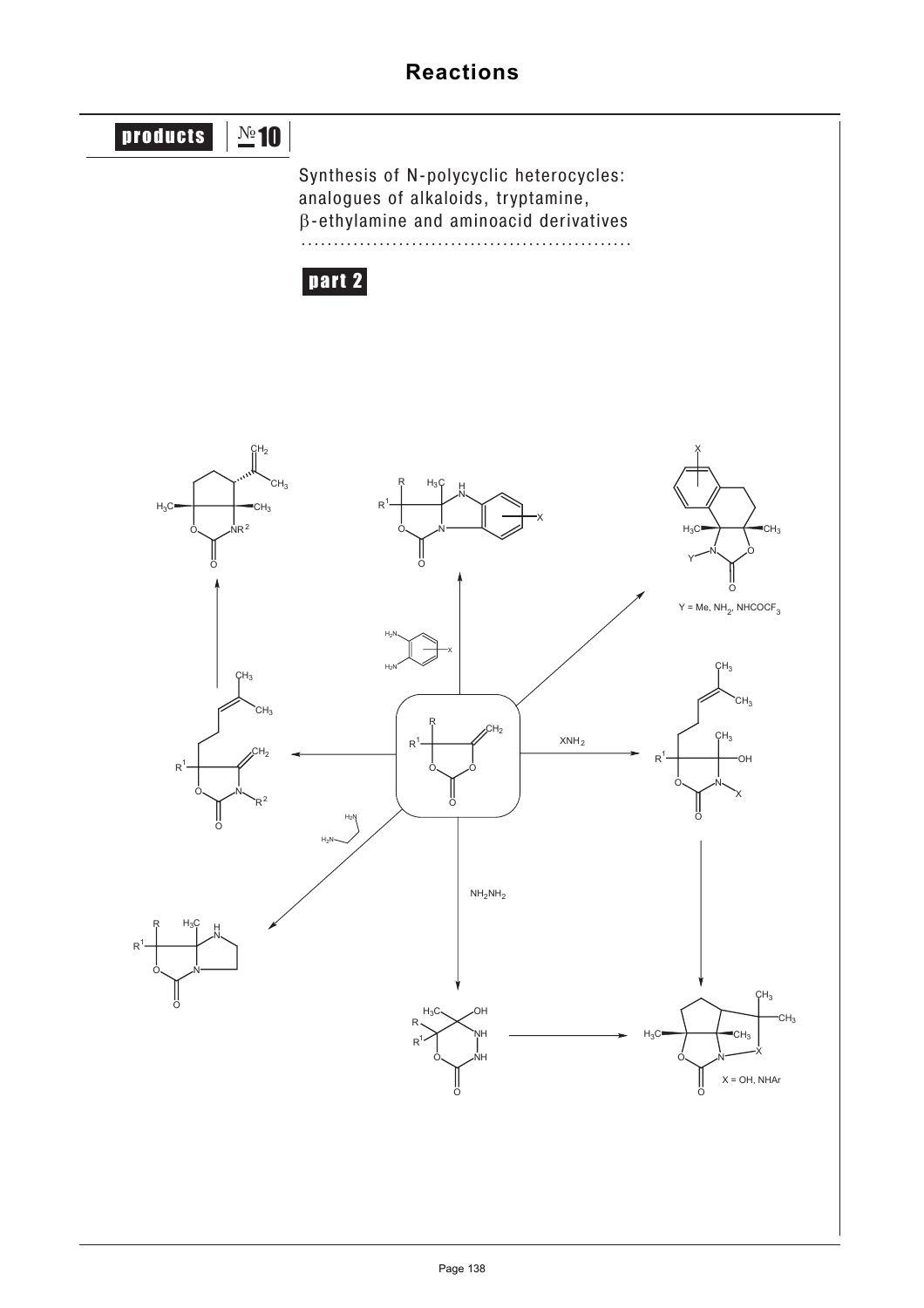## products №10

Synthesis of N-polycyclic heterocycles: analogues of alkaloids, tryptamine, β-ethylamine and aminoacid derivatives

**part 2**

$XNH_2$

$NH_2NH_2$

Y = Me, $NH_2$, $NHCOCF_3$

X = OH, NHAr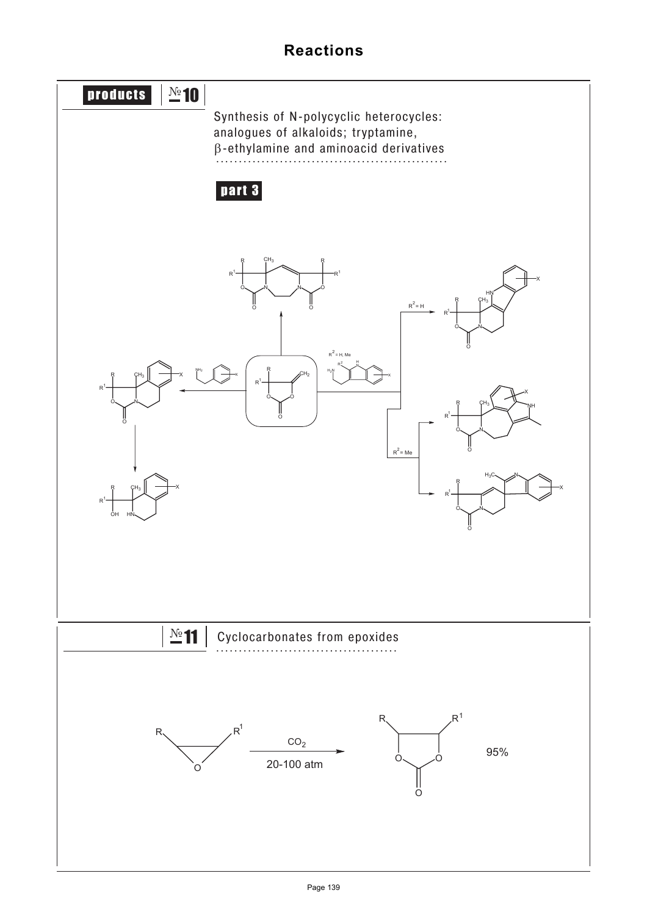# Reactions

**products** | №10

Synthesis of N-polycyclic heterocycles: analogues of alkaloids; tryptamine, β-ethylamine and aminoacid derivatives

**part 3**

$R^2 = H$

$R^2 = H, Me$

$R^2 = Me$

| №11 | Cyclocarbonates from epoxides |
|---|---|

$CO_2$

20-100 atm

95%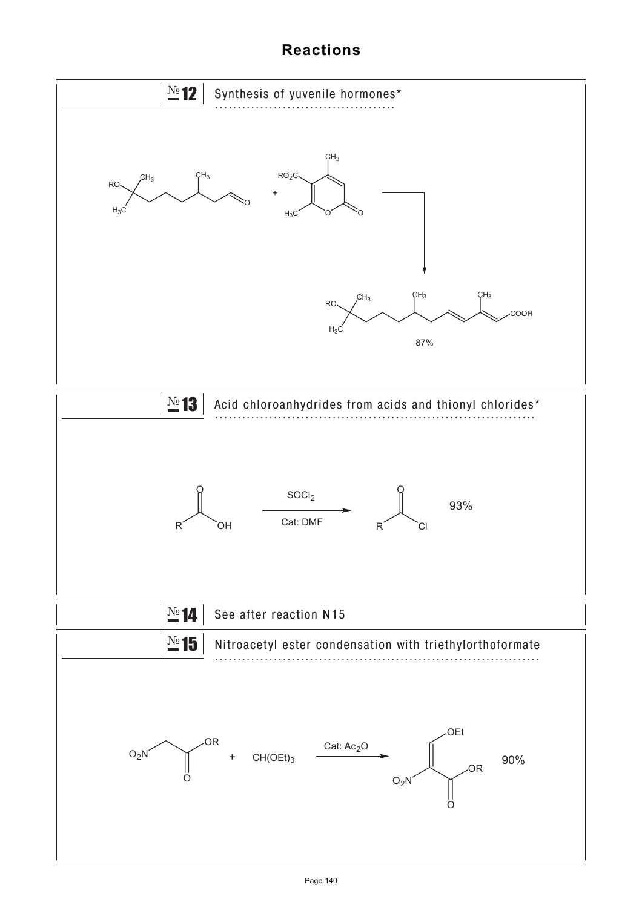# Reactions

## №12 Synthesis of yuvenile hormones*

87%

## №13 Acid chloroanhydrides from acids and thionyl chlorides*

$SOCl_2$

Cat: DMF

93%

## №14 See after reaction N15

## №15 Nitroacetyl ester condensation with triethylorthoformate

$CH(OEt)_3$

Cat: $Ac_2O$

90%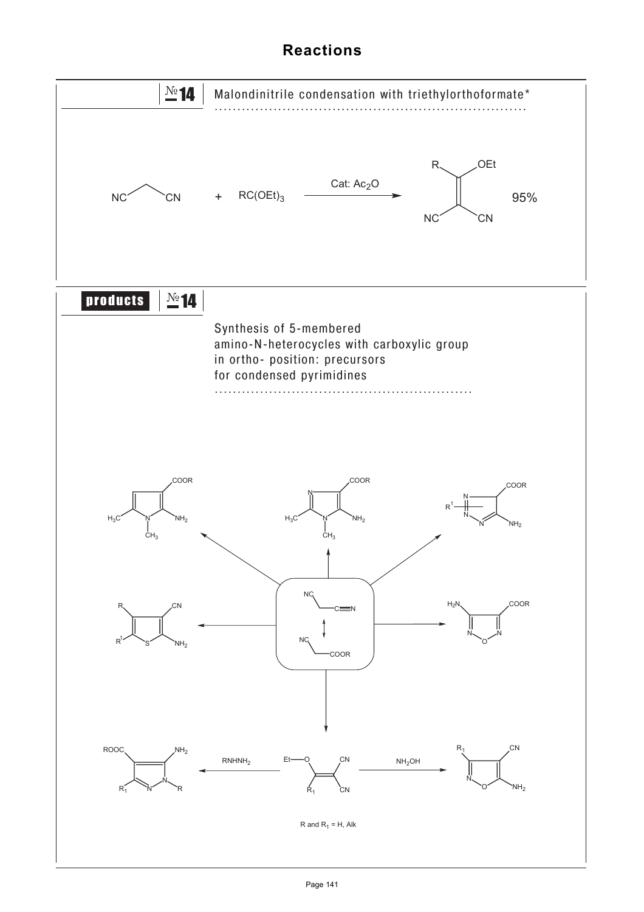# Reactions

## № 14 Malondinitrile condensation with triethylorthoformate*

NC–CH₂–CN + $RC(OEt)_3$ → (Cat: $Ac_2O$) → R(OEt)C=C(CN)(CN) 95%

## products № 14

Synthesis of 5-membered amino-N-heterocycles with carboxylic group in ortho- position: precursors for condensed pyrimidines

$RNHNH_2$

$NH_2OH$

R and $R_1$ = H, Alk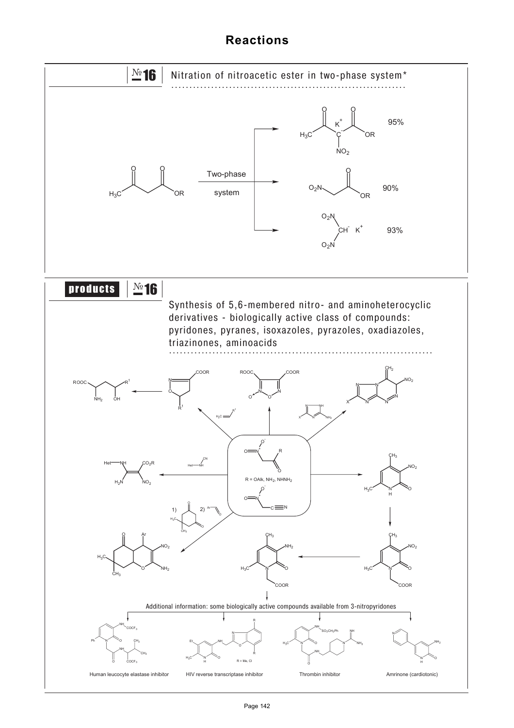# Reactions

## №16 Nitration of nitroacetic ester in two-phase system*

Two-phase system

95%

90%

93%

## products №16

Synthesis of 5,6-membered nitro- and aminoheterocyclic derivatives - biologically active class of compounds: pyridones, pyranes, isoxazoles, pyrazoles, oxadiazoles, triazinones, aminoacids

R = OAlk, $NH_2$, $NHNH_2$

Additional information: some biologically active compounds available from 3-nitropyridones

Human leucocyte elastase inhibitor

HIV reverse transcriptase inhibitor

R = Me, Cl

Thrombin inhibitor

Amrinone (cardiotonic)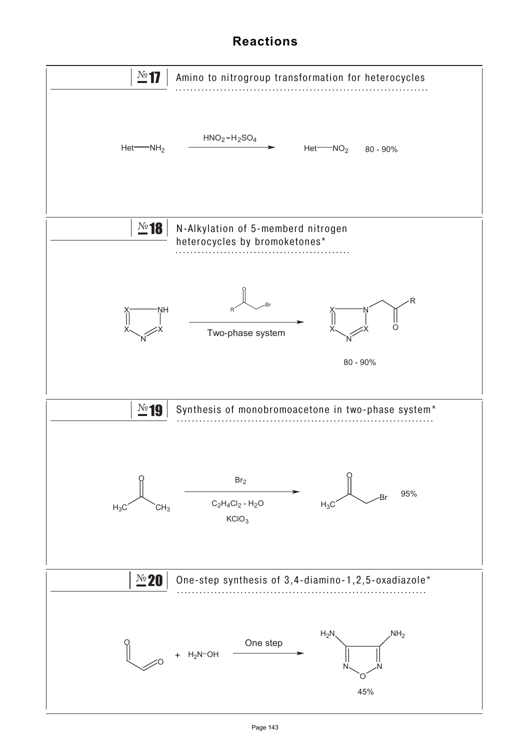# Reactions

## № 17 Amino to nitrogroup transformation for heterocycles

Het—$NH_2$ $\xrightarrow{HNO_2 - H_2SO_4}$ Het—$NO_2$ 80 - 90%

## № 18 N-Alkylation of 5-memberd nitrogen heterocycles by bromoketones*

Two-phase system

80 - 90%

## № 19 Synthesis of monobromoacetone in two-phase system*

$Br_2$

$C_2H_4Cl_2$ - $H_2O$

$KClO_3$

95%

## № 20 One-step synthesis of 3,4-diamino-1,2,5-oxadiazole*

+ $H_2N$–OH

One step

45%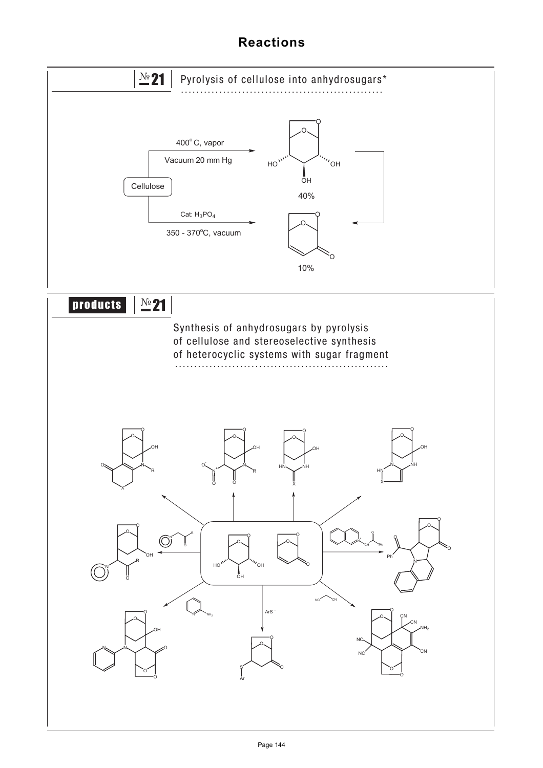# Reactions

## № 21 Pyrolysis of cellulose into anhydrosugars*

Cellulose

400° C, vapor

Vacuum 20 mm Hg

40%

Cat: $H_3PO_4$

350 - 370°C, vacuum

10%

## products № 21

Synthesis of anhydrosugars by pyrolysis of cellulose and stereoselective synthesis of heterocyclic systems with sugar fragment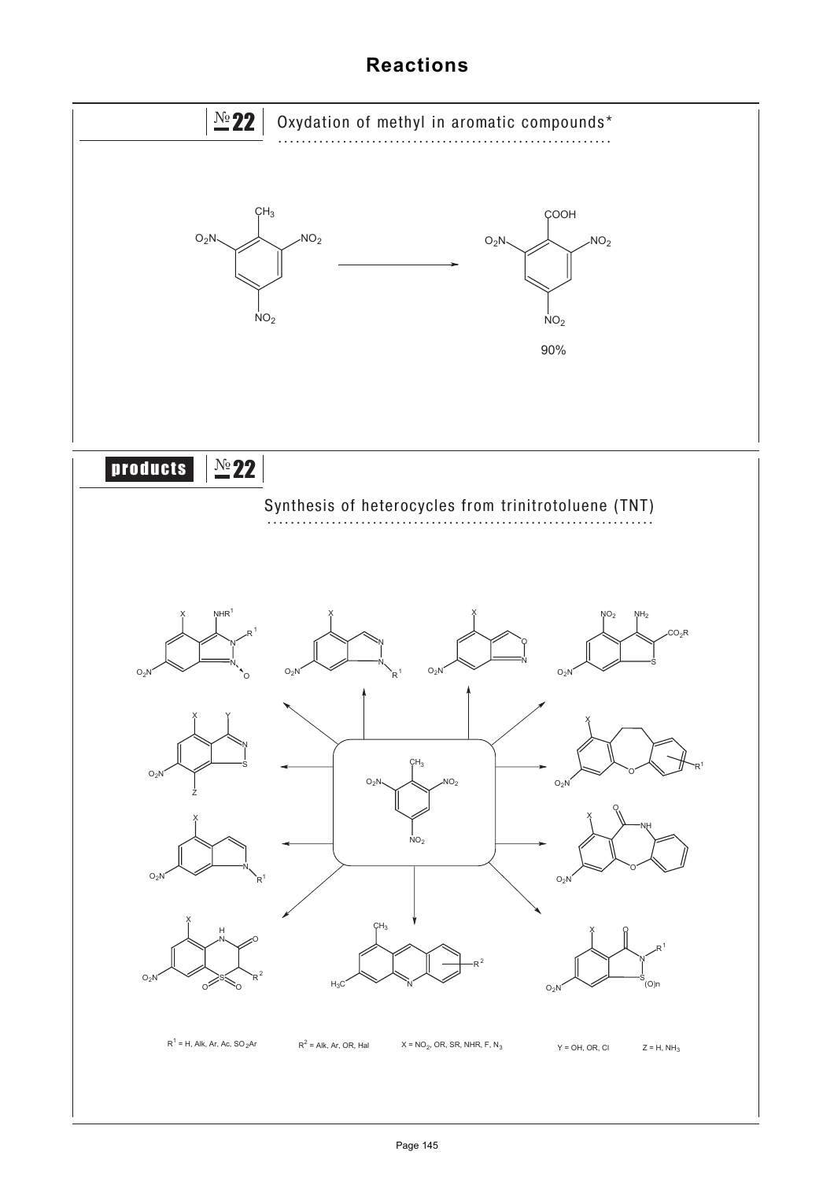# Reactions

## № 22 Oxydation of methyl in aromatic compounds*

2,4,6-Trinitrotoluene → 2,4,6-Trinitrobenzoic acid (90%)

## products № 22

### Synthesis of heterocycles from trinitrotoluene (TNT)

$R^1$ = H, Alk, Ar, Ac, $SO_2Ar$

$R^2$ = Alk, Ar, OR, Hal

X = $NO_2$, OR, SR, NHR, F, $N_3$

Y = OH, OR, Cl

Z = H, $NH_3$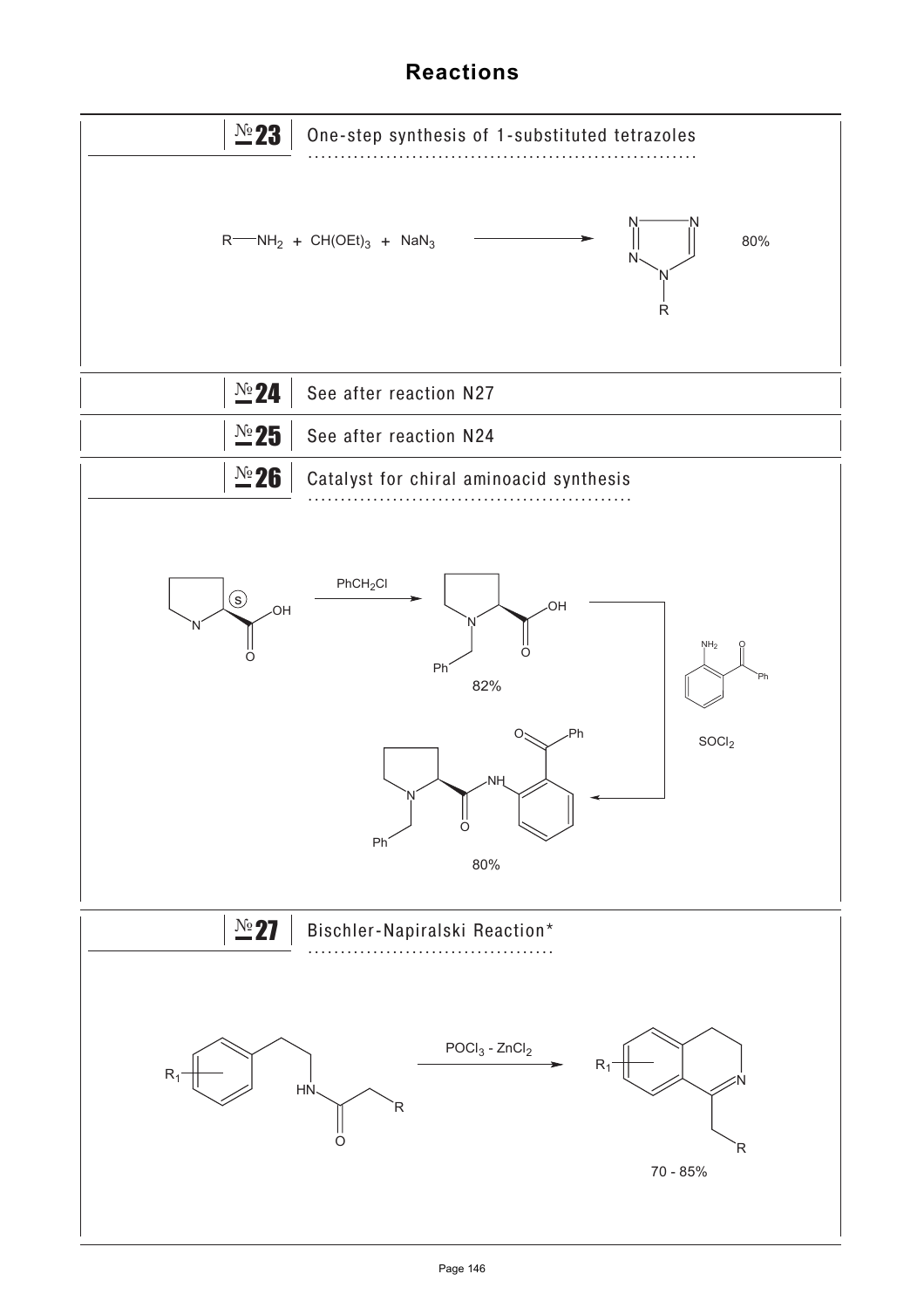# Reactions

## №23 One-step synthesis of 1-substituted tetrazoles

$$R{-}NH_2 + CH(OEt)_3 + NaN_3 \longrightarrow \text{1-R-tetrazole}$$

80%

## №24 See after reaction N27

## №25 See after reaction N24

## №26 Catalyst for chiral aminoacid synthesis

(S)-proline $\xrightarrow{PhCH_2Cl}$ N-benzylproline (82%)

N-benzylproline + 2-aminobenzophenone, $SOCl_2$ → N-(2-benzoylphenyl)-1-benzylpyrrolidine-2-carboxamide (80%)

## №27 Bischler-Napiralski Reaction*

N-acyl phenethylamine $\xrightarrow{POCl_3 - ZnCl_2}$ 3,4-dihydroisoquinoline

70 - 85%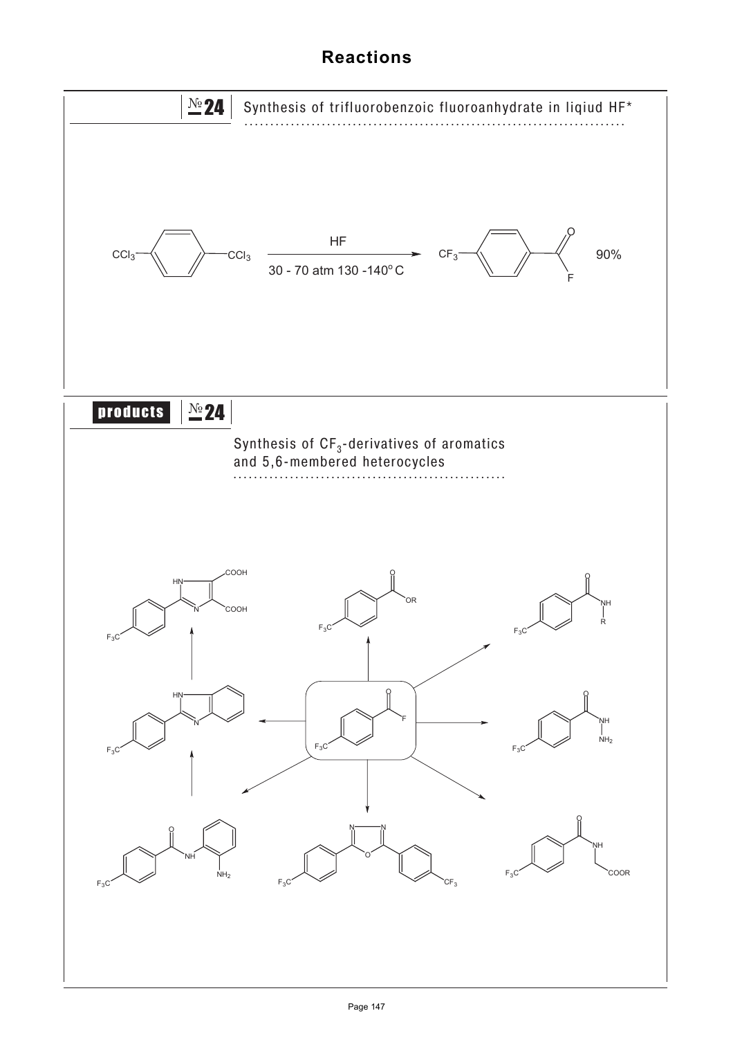# Reactions

## № 24

Synthesis of trifluorobenzoic fluoroanhydrate in liqiud HF*

$CCl_3$–$C_6H_4$–$CCl_3$ $\xrightarrow[\text{30 - 70 atm 130 -140}^{o}\text{C}]{\text{HF}}$ $CF_3$–$C_6H_4$–C(O)F   90%

## products № 24

Synthesis of $CF_3$-derivatives of aromatics and 5,6-membered heterocycles

F$_3$C–$C_6H_4$–C(O)F → 

- F$_3$C–$C_6H_4$–C(O)OR
- F$_3$C–$C_6H_4$–C(O)NHR
- F$_3$C–$C_6H_4$–C(O)NHNH$_2$
- F$_3$C–$C_6H_4$–C(O)NHCH$_2$COOR
- 2,5-bis(4-CF$_3$-phenyl)-1,3,4-oxadiazole
- F$_3$C–$C_6H_4$–C(O)NH–$C_6H_4$–NH$_2$ → 2-(4-F$_3$C-phenyl)benzimidazole → 2-(4-F$_3$C-phenyl)imidazole-4,5-dicarboxylic acid (COOH, COOH)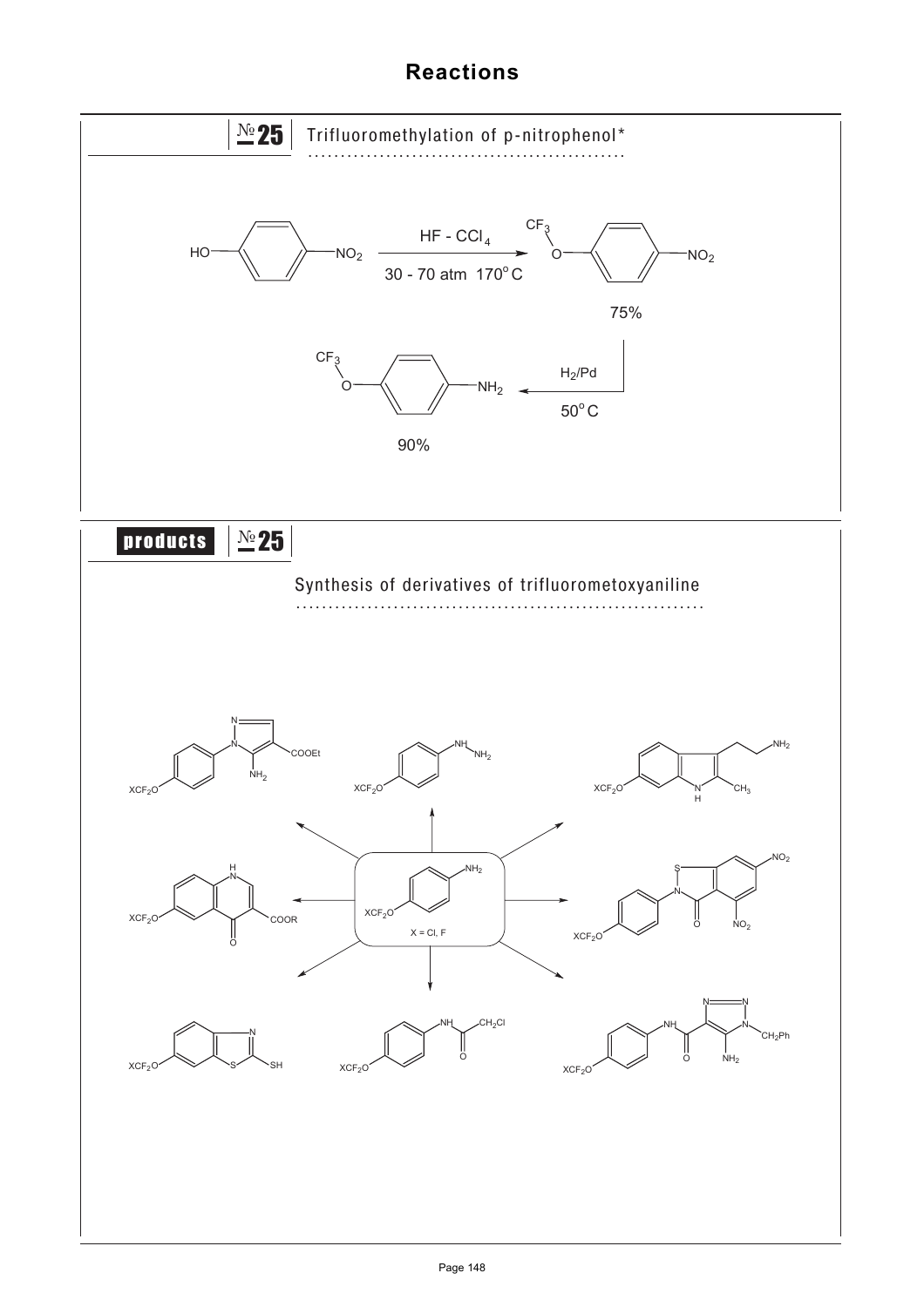# Reactions

## № 25 Trifluoromethylation of p-nitrophenol*

HO–C$_6$H$_4$–NO$_2$ $\xrightarrow[30 - 70\ atm\ \ 170^{o}C]{HF - CCl_4}$ CF$_3$O–C$_6$H$_4$–NO$_2$ (75%)

CF$_3$O–C$_6$H$_4$–NO$_2$ $\xrightarrow[50^{o}C]{H_2/Pd}$ CF$_3$O–C$_6$H$_4$–NH$_2$ (90%)

## products № 25

### Synthesis of derivatives of trifluorometoxyaniline

XCF$_2$O–C$_6$H$_4$–NH$_2$

X = Cl, F

XCF$_2$O

COOEt

NH$_2$

NH

NH$_2$

NH$_2$

CH$_3$

N H

NO$_2$

S

N

O

NO$_2$

COOR

O

N H

N

S

SH

NH

CH$_2$Cl

O

NH

O

N

N

N

CH$_2$Ph

NH$_2$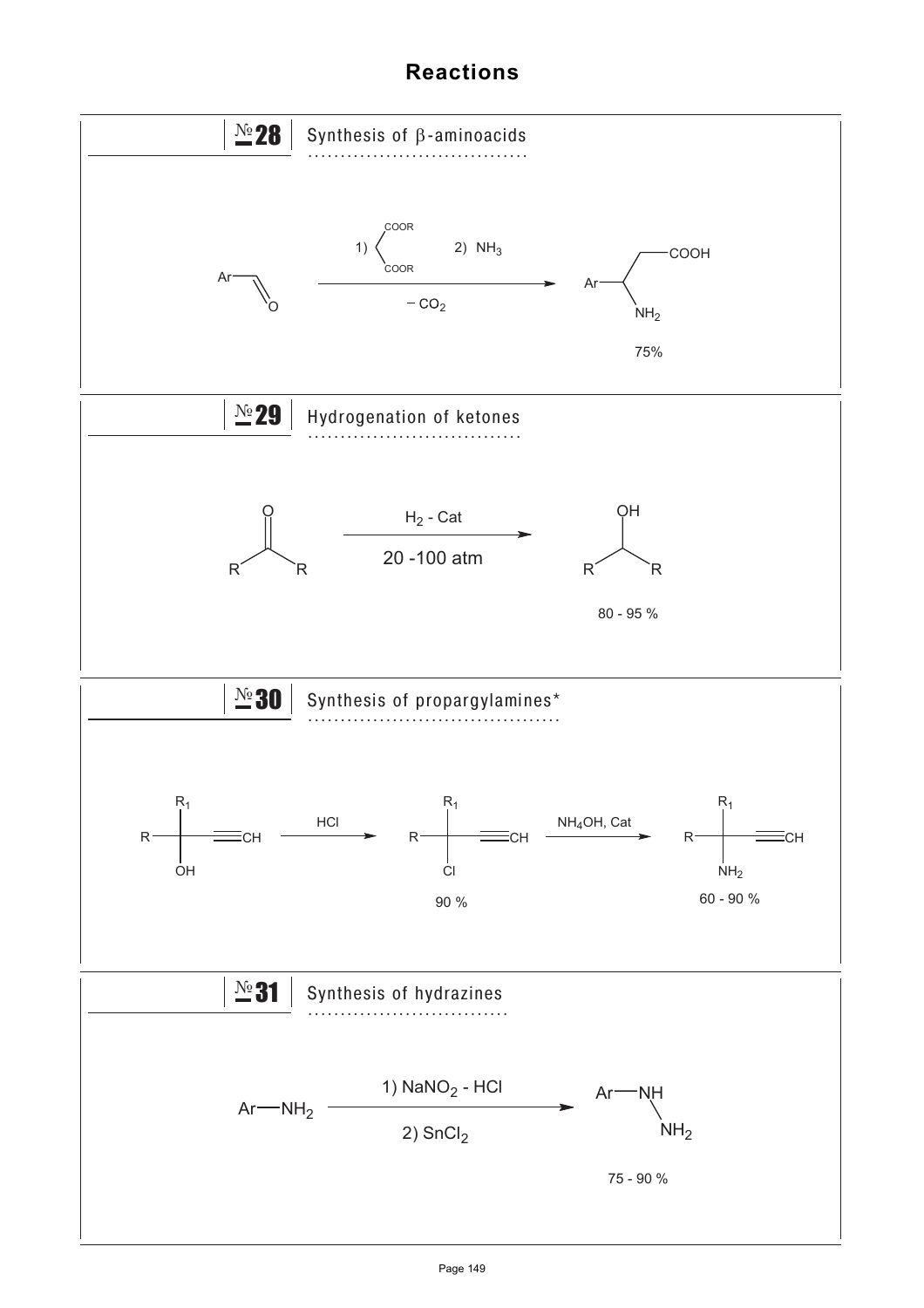# Reactions

## № 28 Synthesis of β-aminoacids

$$ArCHO \xrightarrow[-\ CO_2]{1)\ CH_2(COOR)_2 \quad 2)\ NH_3} Ar-CH(NH_2)-CH_2-COOH$$

75%

## № 29 Hydrogenation of ketones

$$R-CO-R \xrightarrow[20\text{ -}100\ atm]{H_2\ -\ Cat} R-CH(OH)-R$$

80 - 95 %

## № 30 Synthesis of propargylamines*

$$R-C(R_1)(OH)-C\equiv CH \xrightarrow{HCl} R-C(R_1)(Cl)-C\equiv CH \xrightarrow{NH_4OH,\ Cat} R-C(R_1)(NH_2)-C\equiv CH$$

90 %  60 - 90 %

## № 31 Synthesis of hydrazines

$$Ar-NH_2 \xrightarrow[2)\ SnCl_2]{1)\ NaNO_2\ -\ HCl} Ar-NH-NH_2$$

75 - 90 %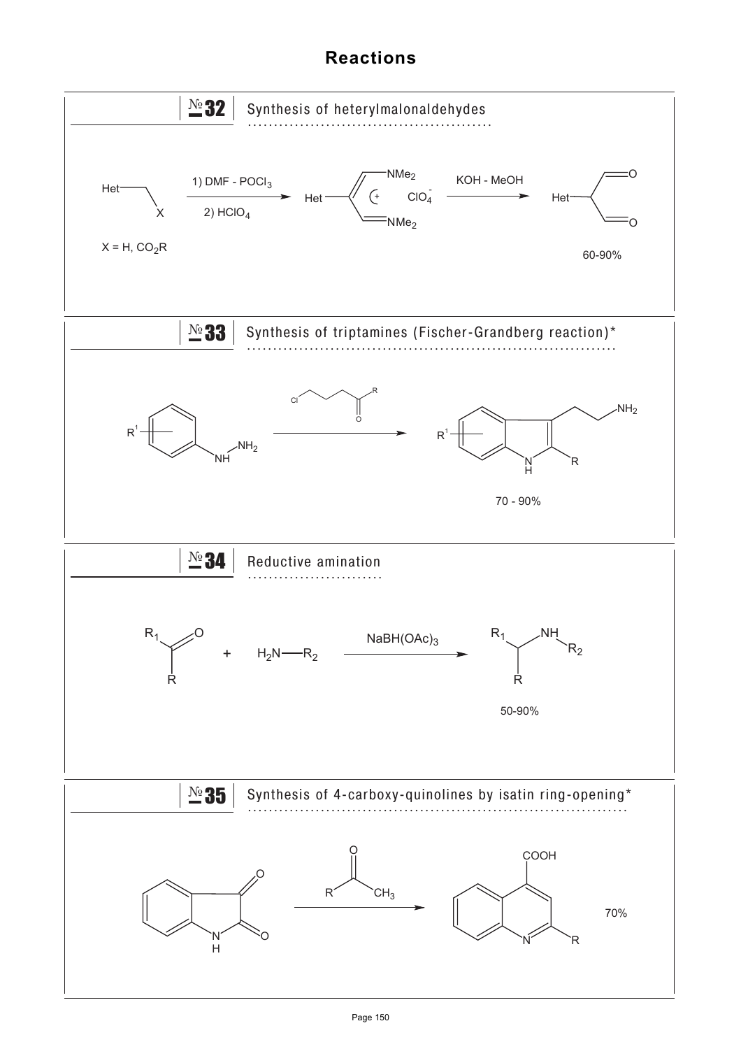# Reactions

## № 32 Synthesis of heterylmalonaldehydes

Het–CH$_2$–X → 1) DMF - $POCl_3$, 2) $HClO_4$ → Het–C(=CH–$NMe_2$)(CH=$NMe_2^+$) $ClO_4^-$ → KOH - MeOH → Het–CH(CHO)$_2$

X = H, $CO_2R$

60-90%

## № 33 Synthesis of triptamines (Fischer-Grandberg reaction)*

$R^1$-substituted phenylhydrazine (Ar–NH–$NH_2$) + Cl–$CH_2CH_2CH_2$–C(=O)–R → 2-R-3-(2-aminoethyl)-indole ($R^1$-substituted)

70 - 90%

## № 34 Reductive amination

$R_1$–C(=O)–R + $H_2N$—$R_2$ → $NaBH(OAc)_3$ → $R_1$–CH(R)–NH–$R_2$

50-90%

## № 35 Synthesis of 4-carboxy-quinolines by isatin ring-opening*

Isatin + R–C(=O)–$CH_3$ → 2-R-quinoline-4-COOH

70%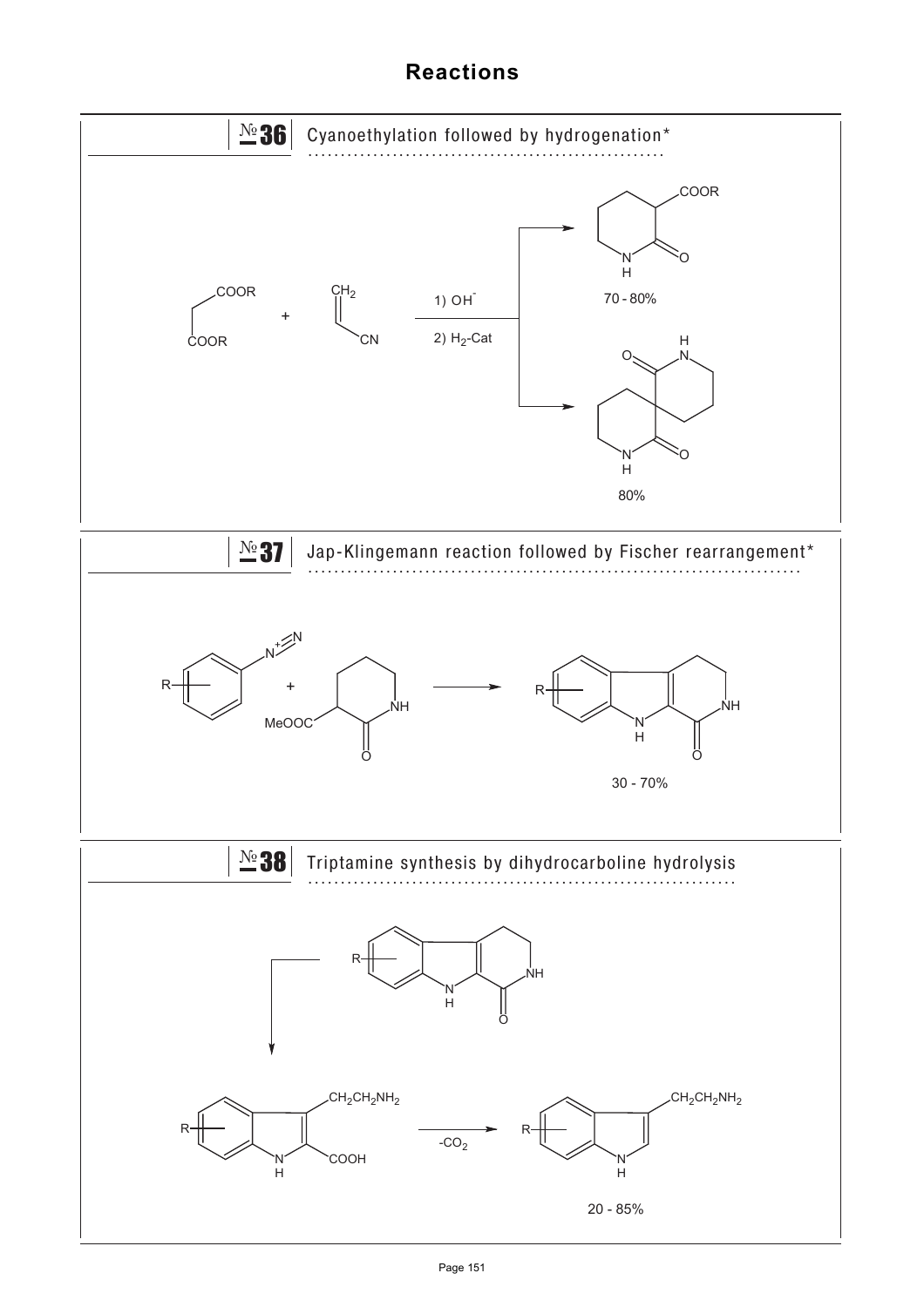# Reactions

## № 36 Cyanoethylation followed by hydrogenation*

COOR / COOR + $CH_2$ / CN

1) $OH^-$

2) $H_2$-Cat

70 - 80%

80%

## № 37 Jap-Klingemann reaction followed by Fischer rearrangement*

R + MeOOC NH O → R NH N H O

30 - 70%

## № 38 Triptamine synthesis by dihydrocarboline hydrolysis

R NH N H O

$CH_2CH_2NH_2$ R N H COOH

$-CO_2$

$CH_2CH_2NH_2$ R N H

20 - 85%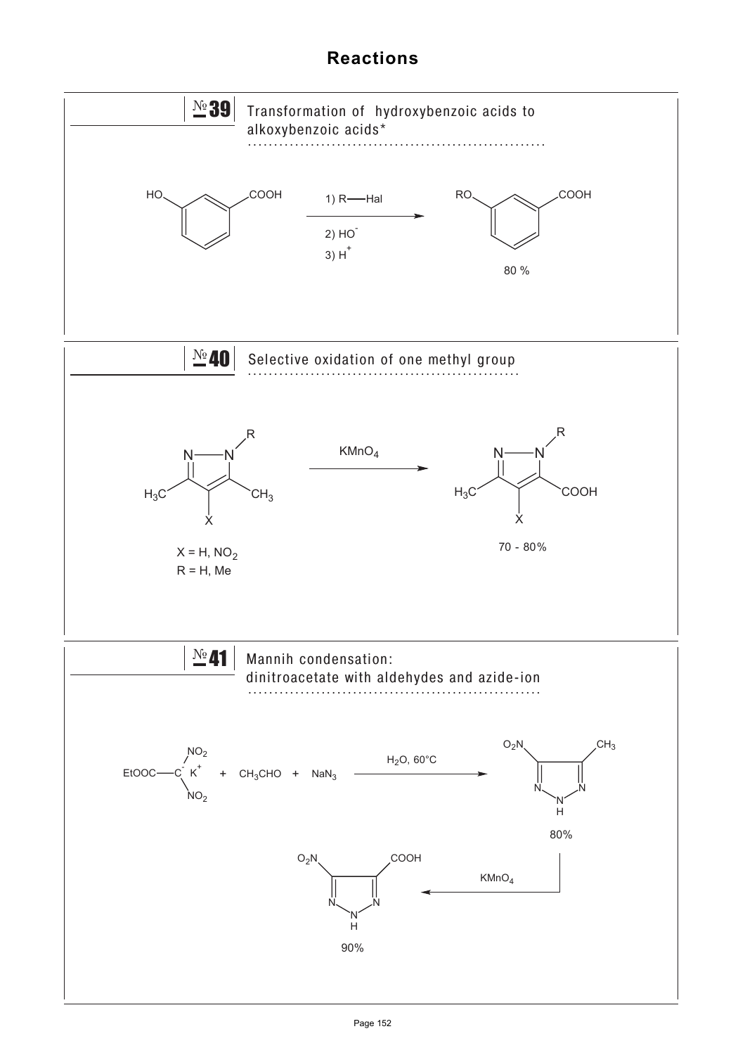# Reactions

## № 39 Transformation of hydroxybenzoic acids to alkoxybenzoic acids*

HO–C$_6$H$_4$–COOH → (1) R—Hal; 2) $HO^-$; 3) $H^+$) → RO–C$_6$H$_4$–COOH

80 %

## № 40 Selective oxidation of one methyl group

KMnO$_4$

$X = H, NO_2$
$R = H, Me$

70 - 80%

## № 41 Mannih condensation: dinitroacetate with aldehydes and azide-ion

EtOOC–$C^-(NO_2)_2$ $K^+$ + $CH_3CHO$ + $NaN_3$ → ($H_2O$, 60°C)

80%

KMnO$_4$

90%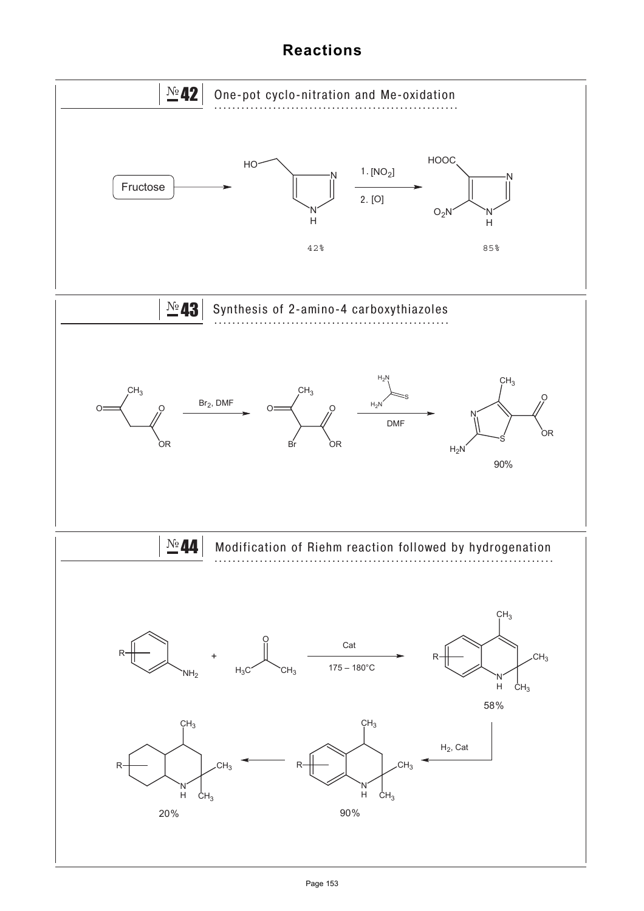# Reactions

## № 42 One-pot cyclo-nitration and Me-oxidation

Fructose → (4-hydroxymethylimidazole) 42% → 1. $[NO_2]$ 2. $[O]$ → (HOOC, $O_2N$ imidazole) 85%

## № 43 Synthesis of 2-amino-4 carboxythiazoles

$Br_2$, DMF

DMF

90%

## № 44 Modification of Riehm reaction followed by hydrogenation

Cat

175 – 180°C

58%

$H_2$, Cat

90%

20%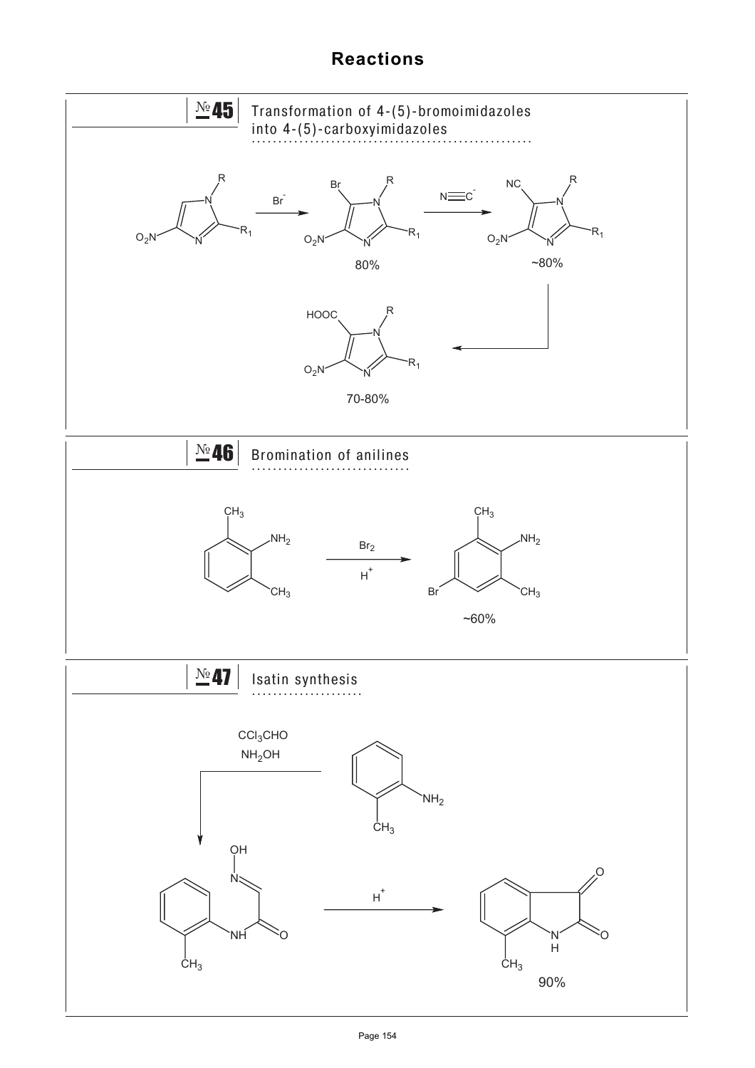# Reactions

## № 45 Transformation of 4-(5)-bromoimidazoles into 4-(5)-carboxyimidazoles

$Br^-$ — 80%

$N{\equiv}C^-$ — ~80%

70-80%

## № 46 Bromination of anilines

$Br_2$

$H^+$

~60%

## № 47 Isatin synthesis

$CCl_3CHO$

$NH_2OH$

$H^+$

90%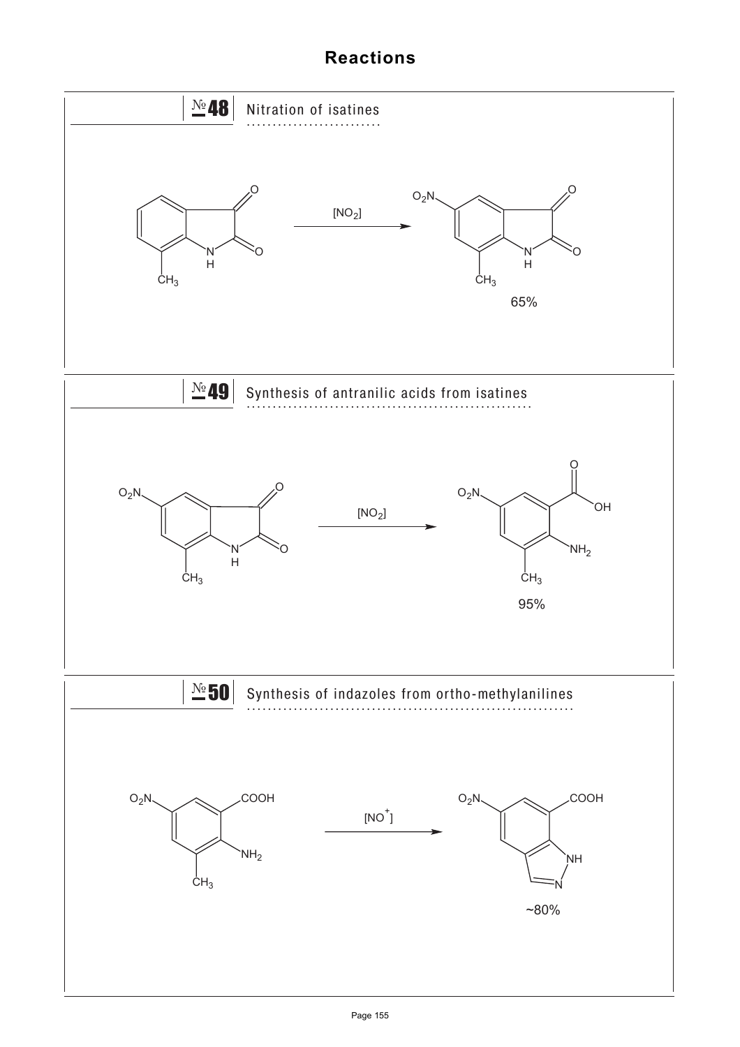# Reactions

## №48 Nitration of isatines

$[NO_2]$

$O_2N$

65%

## №49 Synthesis of antranilic acids from isatines

$O_2N$

$[NO_2]$

$O_2N$

OH

$NH_2$

$CH_3$

95%

## №50 Synthesis of indazoles from ortho-methylanilines

$O_2N$

COOH

$NH_2$

$CH_3$

$[NO^+]$

$O_2N$

COOH

NH

N

~80%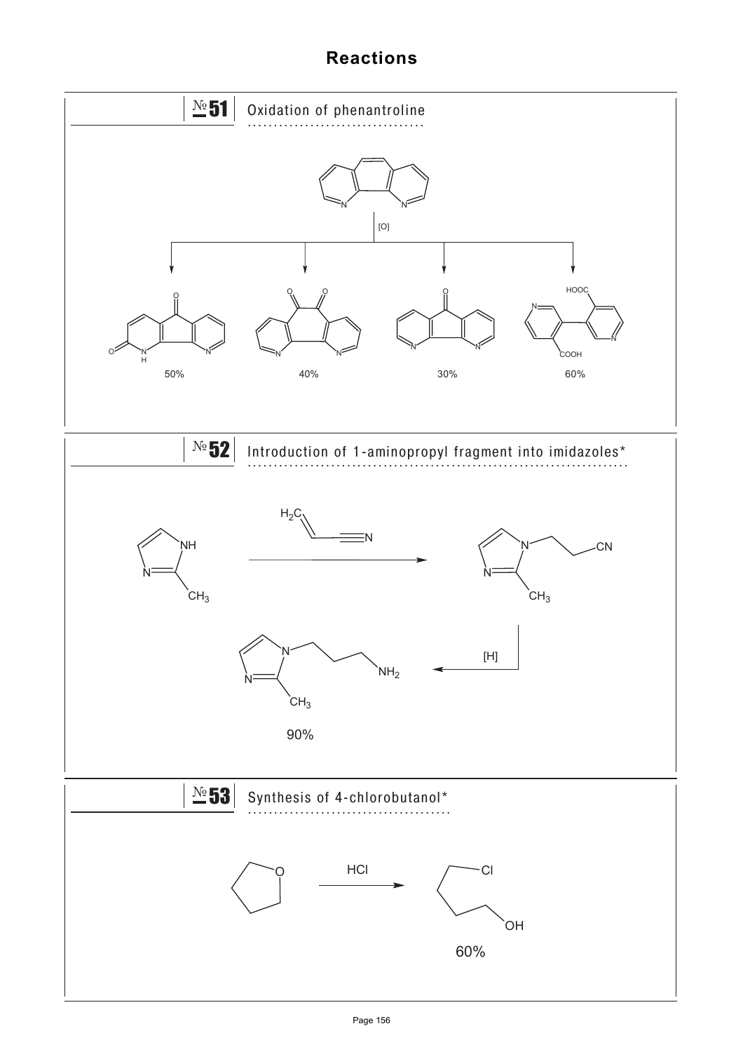# Reactions

## № 51 Oxidation of phenantroline

[O]

50%

40%

30%

60%

## № 52 Introduction of 1-aminopropyl fragment into imidazoles*

$H_2C$

N

NH

N

$CH_3$

CN

[H]

$NH_2$

90%

## № 53 Synthesis of 4-chlorobutanol*

O

HCl

Cl

OH

60%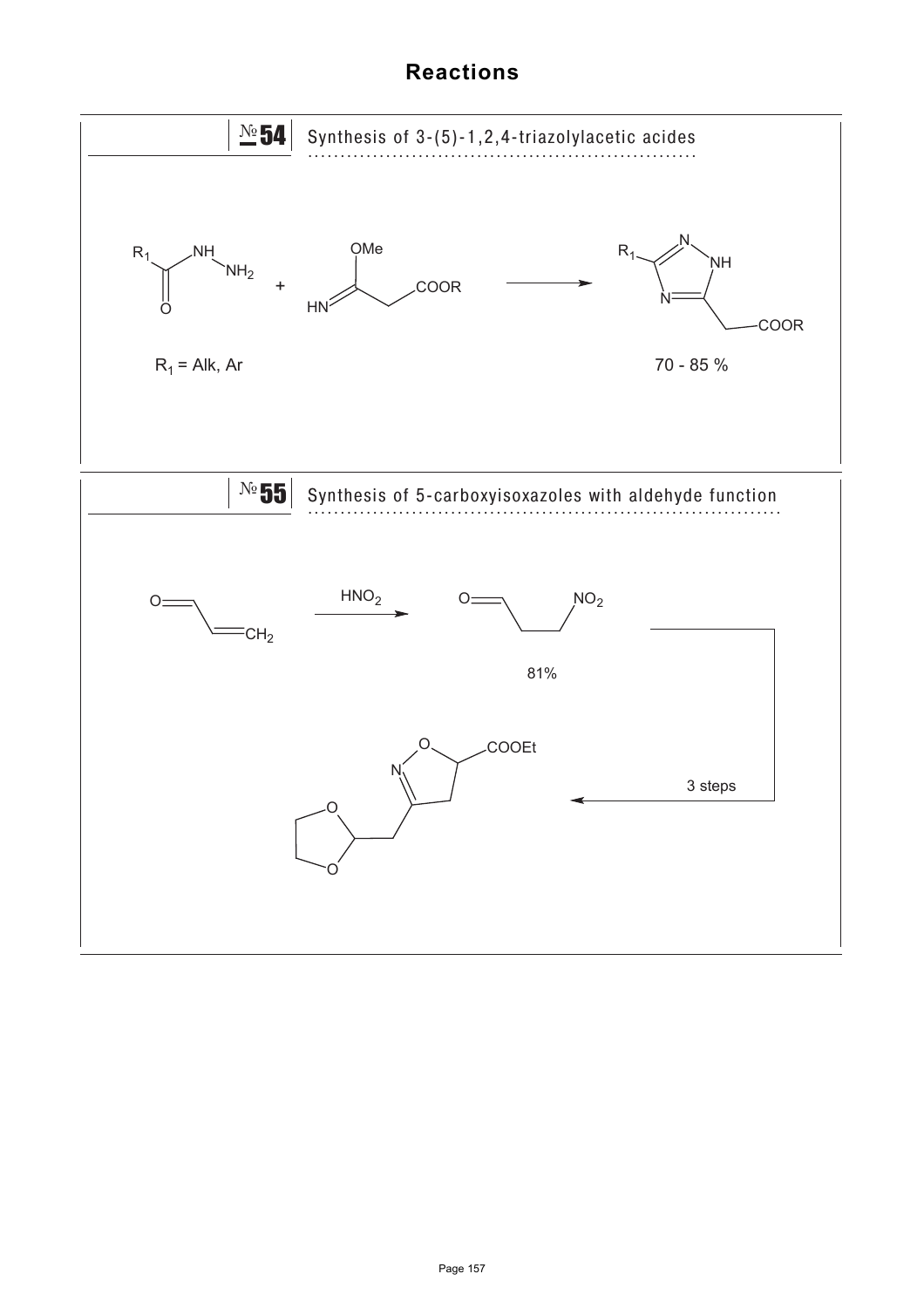# Reactions

## №54 Synthesis of 3-(5)-1,2,4-triazolylacetic acides

$R_1$ = Alk, Ar

70 - 85 %

## №55 Synthesis of 5-carboxyisoxazoles with aldehyde function

$HNO_2$

81%

3 steps